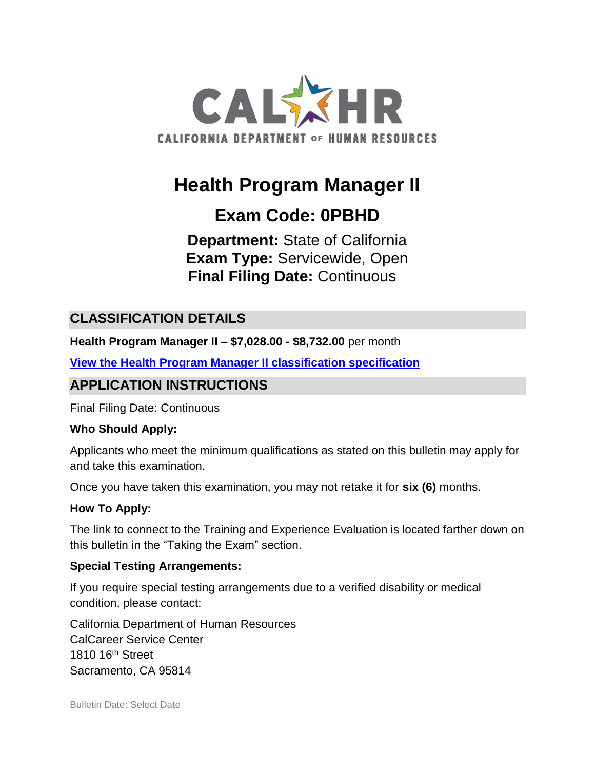CAL HR
CALIFORNIA DEPARTMENT OF HUMAN RESOURCES

# Health Program Manager II

## Exam Code: 0PBHD

**Department:** State of California
**Exam Type:** Servicewide, Open
**Final Filing Date:** Continuous

## CLASSIFICATION DETAILS

**Health Program Manager II – $7,028.00 - $8,732.00** per month

**View the Health Program Manager II classification specification**

## APPLICATION INSTRUCTIONS

Final Filing Date: Continuous

**Who Should Apply:**

Applicants who meet the minimum qualifications as stated on this bulletin may apply for and take this examination.

Once you have taken this examination, you may not retake it for **six (6)** months.

**How To Apply:**

The link to connect to the Training and Experience Evaluation is located farther down on this bulletin in the "Taking the Exam" section.

**Special Testing Arrangements:**

If you require special testing arrangements due to a verified disability or medical condition, please contact:

California Department of Human Resources
CalCareer Service Center
1810 16th Street
Sacramento, CA 95814

Bulletin Date: Select Date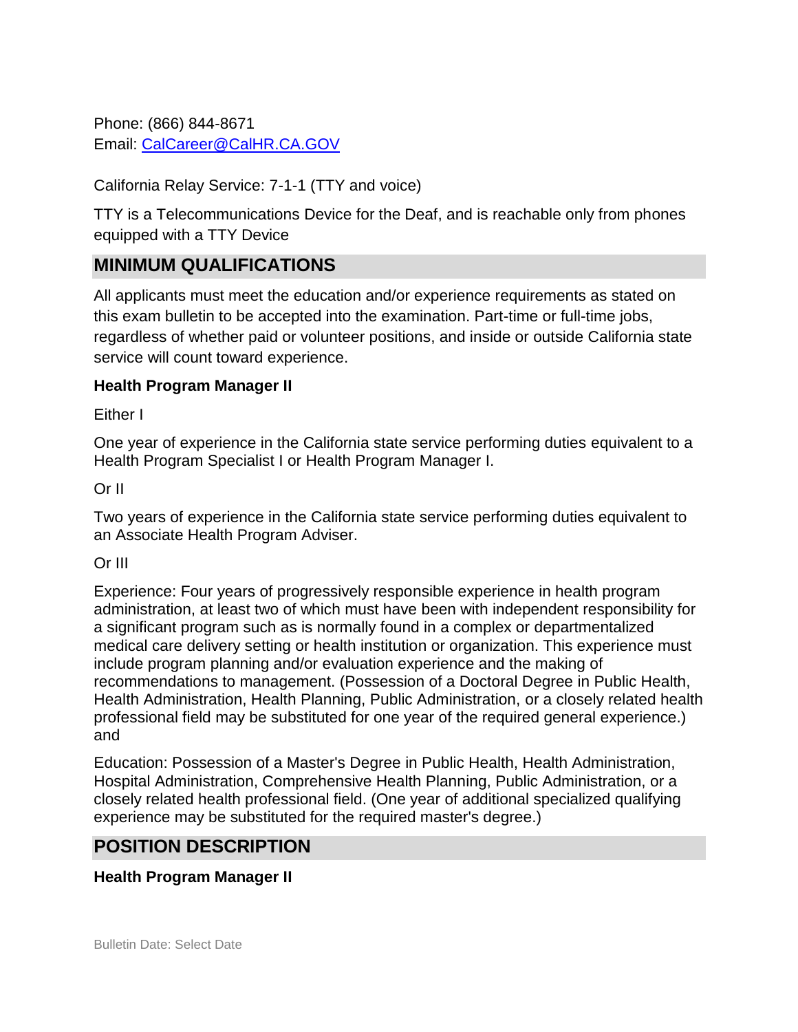Phone: (866) 844-8671
Email: [CalCareer@CalHR.CA.GOV](mailto:CalCareer@CalHR.CA.GOV)

California Relay Service: 7-1-1 (TTY and voice)

TTY is a Telecommunications Device for the Deaf, and is reachable only from phones equipped with a TTY Device

## MINIMUM QUALIFICATIONS

All applicants must meet the education and/or experience requirements as stated on this exam bulletin to be accepted into the examination. Part-time or full-time jobs, regardless of whether paid or volunteer positions, and inside or outside California state service will count toward experience.

**Health Program Manager II**

Either I

One year of experience in the California state service performing duties equivalent to a Health Program Specialist I or Health Program Manager I.

Or II

Two years of experience in the California state service performing duties equivalent to an Associate Health Program Adviser.

Or III

Experience: Four years of progressively responsible experience in health program administration, at least two of which must have been with independent responsibility for a significant program such as is normally found in a complex or departmentalized medical care delivery setting or health institution or organization. This experience must include program planning and/or evaluation experience and the making of recommendations to management. (Possession of a Doctoral Degree in Public Health, Health Administration, Health Planning, Public Administration, or a closely related health professional field may be substituted for one year of the required general experience.) and

Education: Possession of a Master's Degree in Public Health, Health Administration, Hospital Administration, Comprehensive Health Planning, Public Administration, or a closely related health professional field. (One year of additional specialized qualifying experience may be substituted for the required master's degree.)

## POSITION DESCRIPTION

**Health Program Manager II**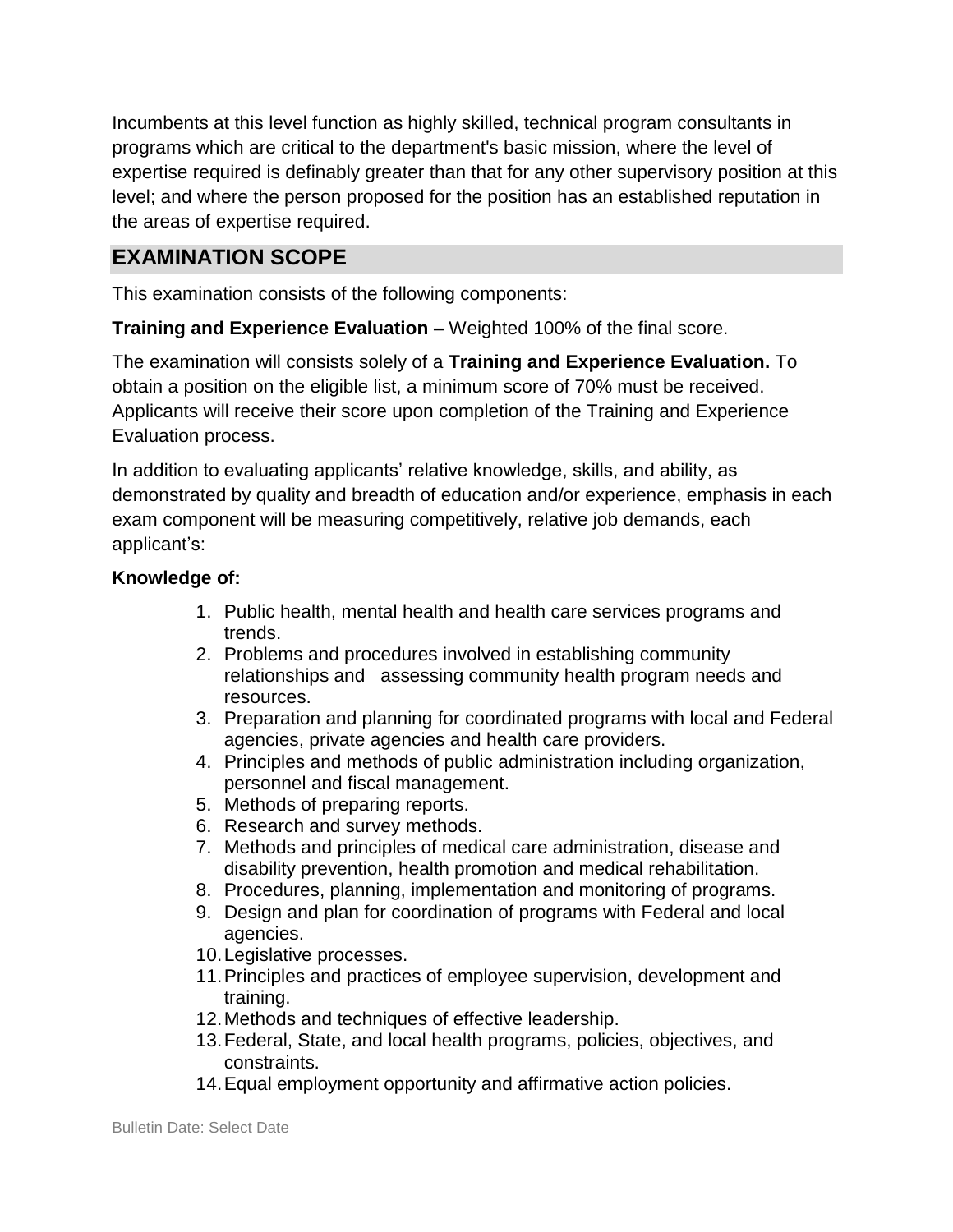Incumbents at this level function as highly skilled, technical program consultants in programs which are critical to the department's basic mission, where the level of expertise required is definably greater than that for any other supervisory position at this level; and where the person proposed for the position has an established reputation in the areas of expertise required.

## EXAMINATION SCOPE

This examination consists of the following components:

**Training and Experience Evaluation –** Weighted 100% of the final score.

The examination will consists solely of a **Training and Experience Evaluation.** To obtain a position on the eligible list, a minimum score of 70% must be received. Applicants will receive their score upon completion of the Training and Experience Evaluation process.

In addition to evaluating applicants' relative knowledge, skills, and ability, as demonstrated by quality and breadth of education and/or experience, emphasis in each exam component will be measuring competitively, relative job demands, each applicant's:

**Knowledge of:**

1. Public health, mental health and health care services programs and trends.
2. Problems and procedures involved in establishing community relationships and assessing community health program needs and resources.
3. Preparation and planning for coordinated programs with local and Federal agencies, private agencies and health care providers.
4. Principles and methods of public administration including organization, personnel and fiscal management.
5. Methods of preparing reports.
6. Research and survey methods.
7. Methods and principles of medical care administration, disease and disability prevention, health promotion and medical rehabilitation.
8. Procedures, planning, implementation and monitoring of programs.
9. Design and plan for coordination of programs with Federal and local agencies.
10. Legislative processes.
11. Principles and practices of employee supervision, development and training.
12. Methods and techniques of effective leadership.
13. Federal, State, and local health programs, policies, objectives, and constraints.
14. Equal employment opportunity and affirmative action policies.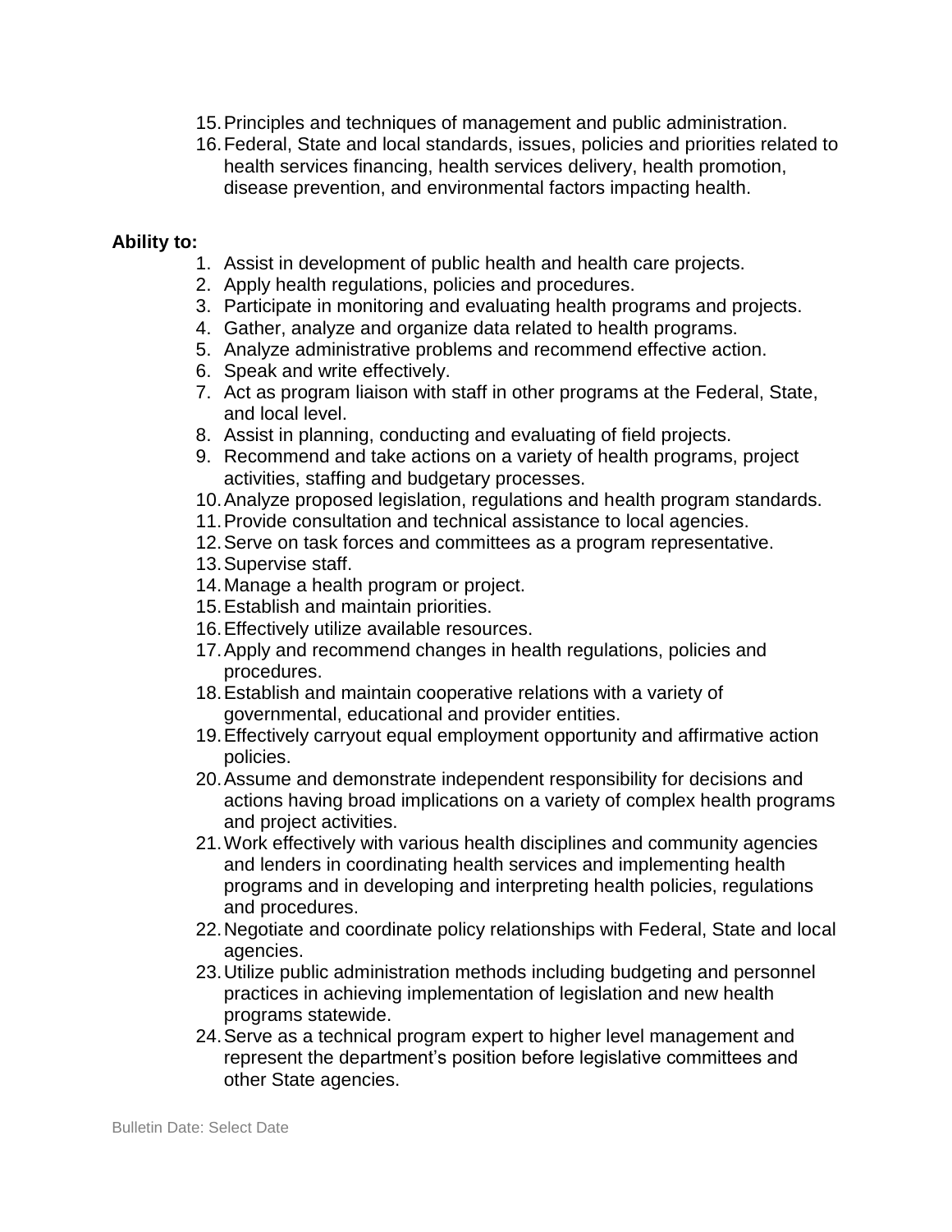15. Principles and techniques of management and public administration.
16. Federal, State and local standards, issues, policies and priorities related to health services financing, health services delivery, health promotion, disease prevention, and environmental factors impacting health.

**Ability to:**

1. Assist in development of public health and health care projects.
2. Apply health regulations, policies and procedures.
3. Participate in monitoring and evaluating health programs and projects.
4. Gather, analyze and organize data related to health programs.
5. Analyze administrative problems and recommend effective action.
6. Speak and write effectively.
7. Act as program liaison with staff in other programs at the Federal, State, and local level.
8. Assist in planning, conducting and evaluating of field projects.
9. Recommend and take actions on a variety of health programs, project activities, staffing and budgetary processes.
10. Analyze proposed legislation, regulations and health program standards.
11. Provide consultation and technical assistance to local agencies.
12. Serve on task forces and committees as a program representative.
13. Supervise staff.
14. Manage a health program or project.
15. Establish and maintain priorities.
16. Effectively utilize available resources.
17. Apply and recommend changes in health regulations, policies and procedures.
18. Establish and maintain cooperative relations with a variety of governmental, educational and provider entities.
19. Effectively carryout equal employment opportunity and affirmative action policies.
20. Assume and demonstrate independent responsibility for decisions and actions having broad implications on a variety of complex health programs and project activities.
21. Work effectively with various health disciplines and community agencies and lenders in coordinating health services and implementing health programs and in developing and interpreting health policies, regulations and procedures.
22. Negotiate and coordinate policy relationships with Federal, State and local agencies.
23. Utilize public administration methods including budgeting and personnel practices in achieving implementation of legislation and new health programs statewide.
24. Serve as a technical program expert to higher level management and represent the department's position before legislative committees and other State agencies.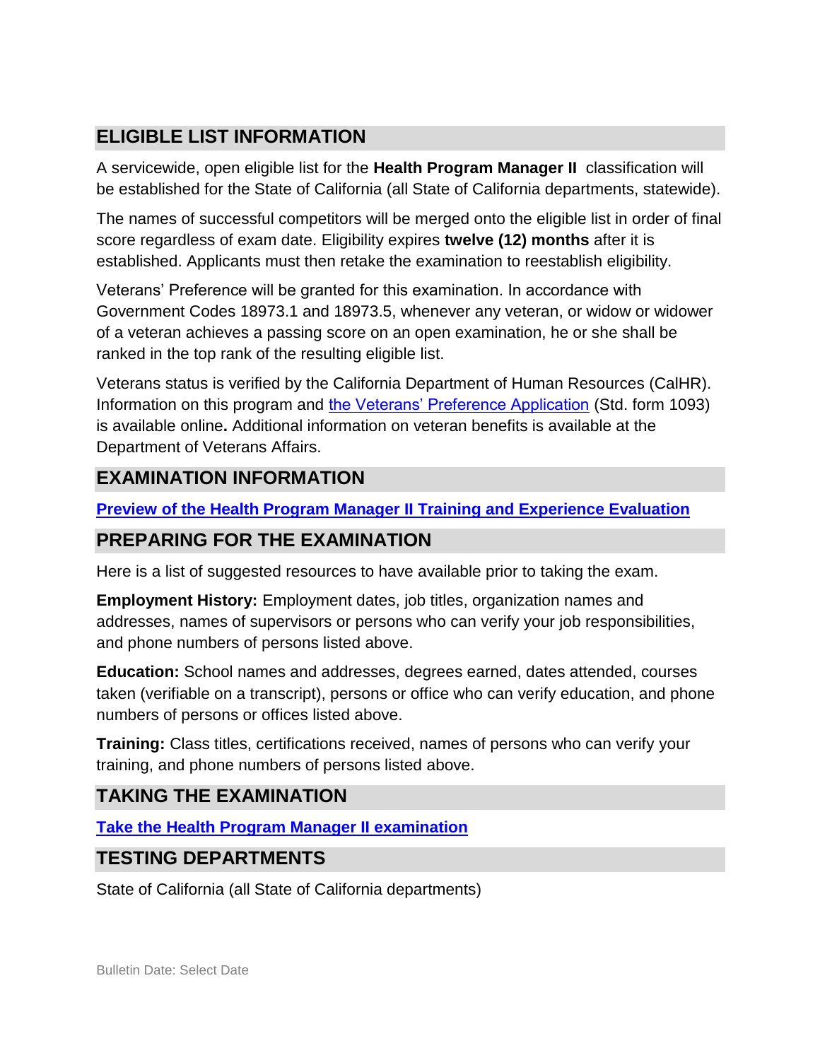## ELIGIBLE LIST INFORMATION

A servicewide, open eligible list for the **Health Program Manager II** classification will be established for the State of California (all State of California departments, statewide).

The names of successful competitors will be merged onto the eligible list in order of final score regardless of exam date. Eligibility expires **twelve (12) months** after it is established. Applicants must then retake the examination to reestablish eligibility.

Veterans' Preference will be granted for this examination. In accordance with Government Codes 18973.1 and 18973.5, whenever any veteran, or widow or widower of a veteran achieves a passing score on an open examination, he or she shall be ranked in the top rank of the resulting eligible list.

Veterans status is verified by the California Department of Human Resources (CalHR). Information on this program and the Veterans' Preference Application (Std. form 1093) is available online**.** Additional information on veteran benefits is available at the Department of Veterans Affairs.

## EXAMINATION INFORMATION

**Preview of the Health Program Manager II Training and Experience Evaluation**

## PREPARING FOR THE EXAMINATION

Here is a list of suggested resources to have available prior to taking the exam.

**Employment History:** Employment dates, job titles, organization names and addresses, names of supervisors or persons who can verify your job responsibilities, and phone numbers of persons listed above.

**Education:** School names and addresses, degrees earned, dates attended, courses taken (verifiable on a transcript), persons or office who can verify education, and phone numbers of persons or offices listed above.

**Training:** Class titles, certifications received, names of persons who can verify your training, and phone numbers of persons listed above.

## TAKING THE EXAMINATION

**Take the Health Program Manager II examination**

## TESTING DEPARTMENTS

State of California (all State of California departments)

Bulletin Date: Select Date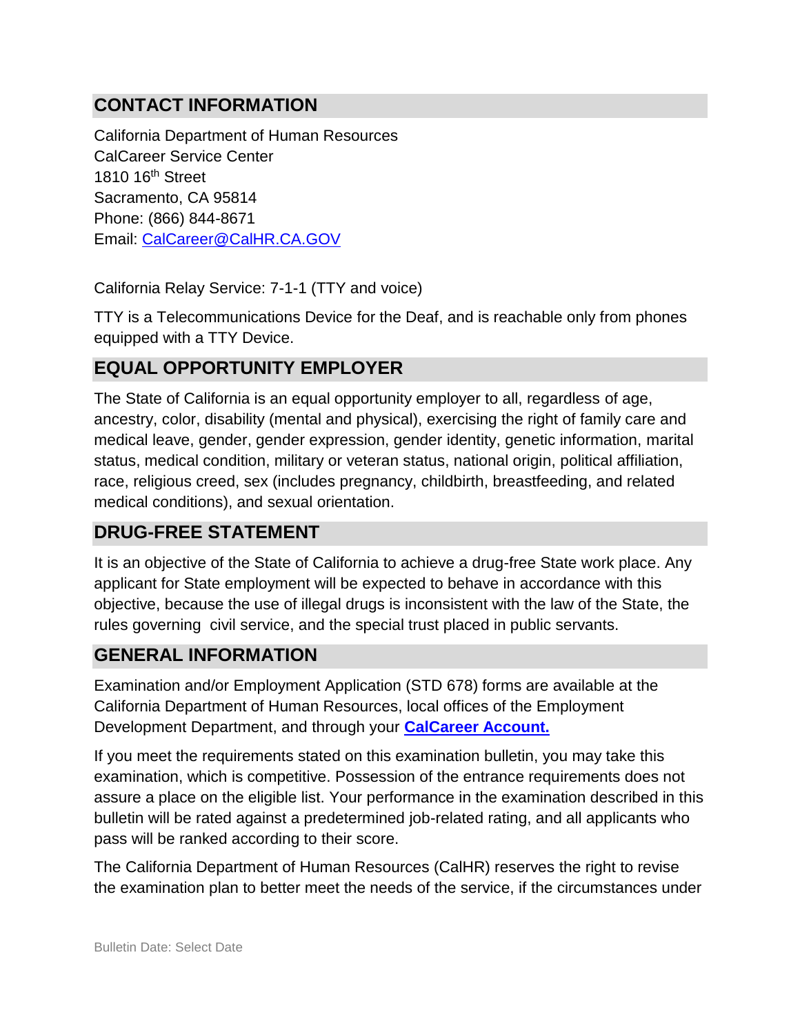## CONTACT INFORMATION

California Department of Human Resources
CalCareer Service Center
1810 16th Street
Sacramento, CA 95814
Phone: (866) 844-8671
Email: CalCareer@CalHR.CA.GOV

California Relay Service: 7-1-1 (TTY and voice)

TTY is a Telecommunications Device for the Deaf, and is reachable only from phones equipped with a TTY Device.

## EQUAL OPPORTUNITY EMPLOYER

The State of California is an equal opportunity employer to all, regardless of age, ancestry, color, disability (mental and physical), exercising the right of family care and medical leave, gender, gender expression, gender identity, genetic information, marital status, medical condition, military or veteran status, national origin, political affiliation, race, religious creed, sex (includes pregnancy, childbirth, breastfeeding, and related medical conditions), and sexual orientation.

## DRUG-FREE STATEMENT

It is an objective of the State of California to achieve a drug-free State work place. Any applicant for State employment will be expected to behave in accordance with this objective, because the use of illegal drugs is inconsistent with the law of the State, the rules governing civil service, and the special trust placed in public servants.

## GENERAL INFORMATION

Examination and/or Employment Application (STD 678) forms are available at the California Department of Human Resources, local offices of the Employment Development Department, and through your **CalCareer Account.**

If you meet the requirements stated on this examination bulletin, you may take this examination, which is competitive. Possession of the entrance requirements does not assure a place on the eligible list. Your performance in the examination described in this bulletin will be rated against a predetermined job-related rating, and all applicants who pass will be ranked according to their score.

The California Department of Human Resources (CalHR) reserves the right to revise the examination plan to better meet the needs of the service, if the circumstances under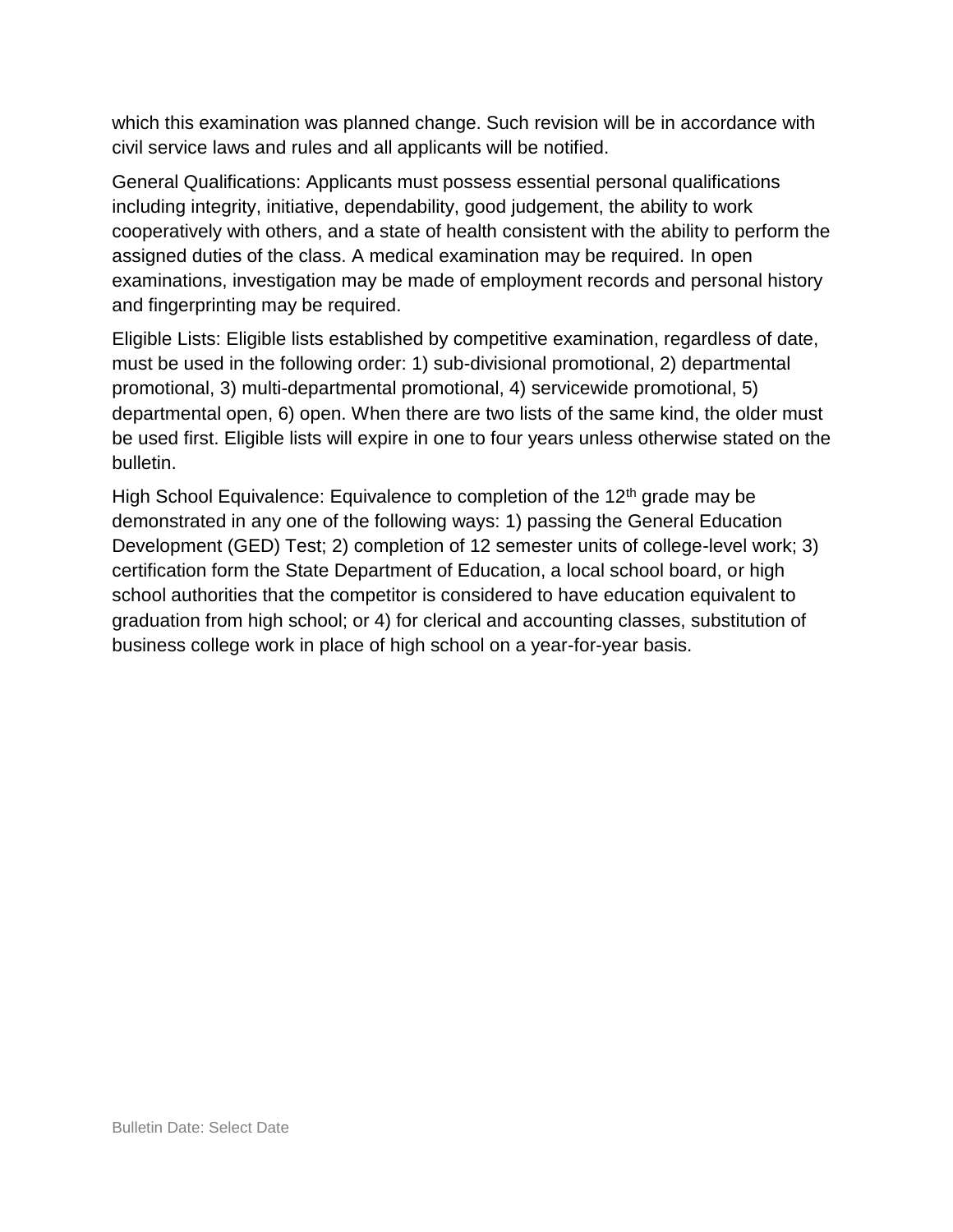which this examination was planned change. Such revision will be in accordance with civil service laws and rules and all applicants will be notified.

General Qualifications: Applicants must possess essential personal qualifications including integrity, initiative, dependability, good judgement, the ability to work cooperatively with others, and a state of health consistent with the ability to perform the assigned duties of the class. A medical examination may be required. In open examinations, investigation may be made of employment records and personal history and fingerprinting may be required.

Eligible Lists: Eligible lists established by competitive examination, regardless of date, must be used in the following order: 1) sub-divisional promotional, 2) departmental promotional, 3) multi-departmental promotional, 4) servicewide promotional, 5) departmental open, 6) open. When there are two lists of the same kind, the older must be used first. Eligible lists will expire in one to four years unless otherwise stated on the bulletin.

High School Equivalence: Equivalence to completion of the 12th grade may be demonstrated in any one of the following ways: 1) passing the General Education Development (GED) Test; 2) completion of 12 semester units of college-level work; 3) certification form the State Department of Education, a local school board, or high school authorities that the competitor is considered to have education equivalent to graduation from high school; or 4) for clerical and accounting classes, substitution of business college work in place of high school on a year-for-year basis.